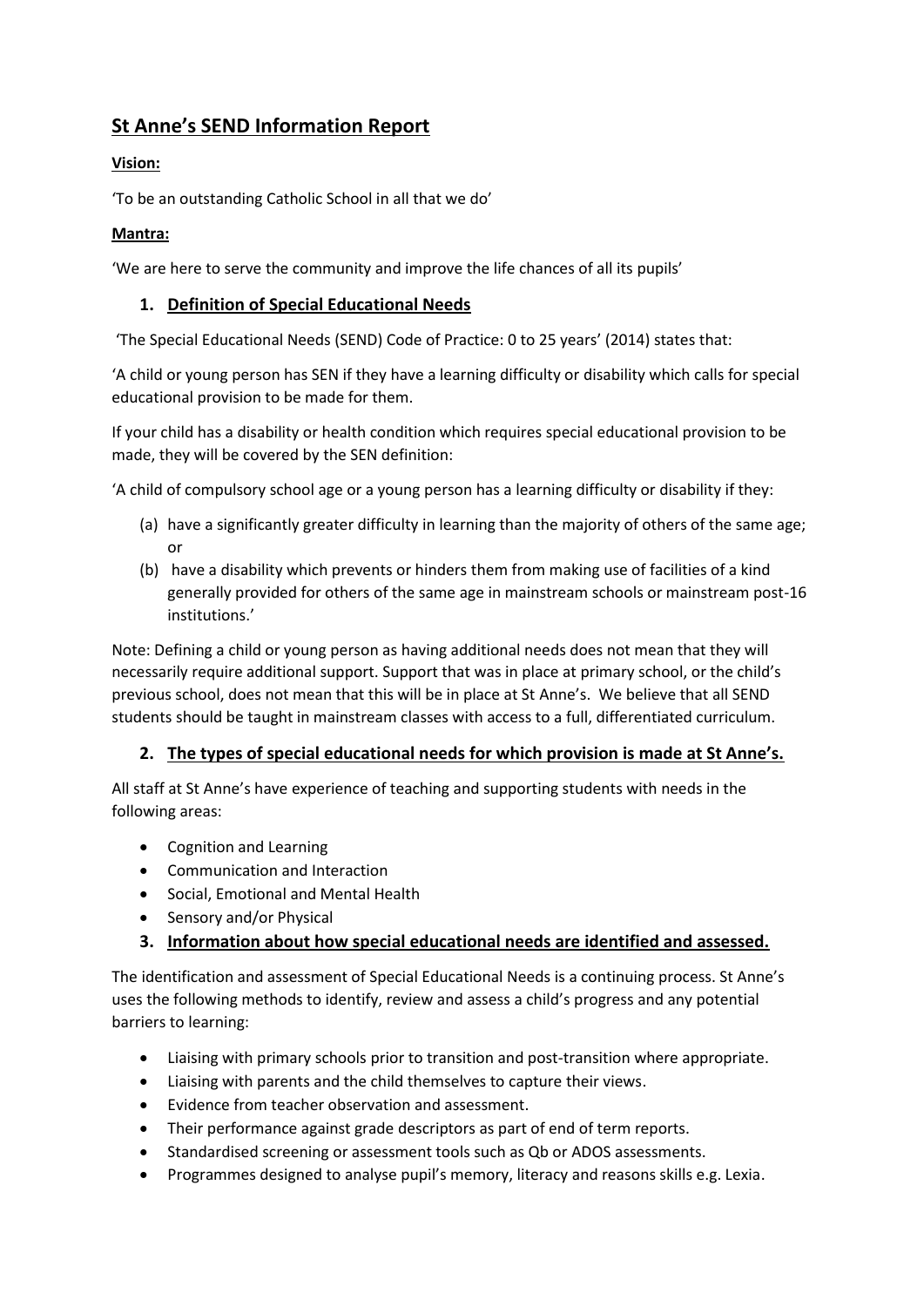# St Anne's SEND Information Report

**Vision:**

'To be an outstanding Catholic School in all that we do'

**Mantra:**

'We are here to serve the community and improve the life chances of all its pupils'

## 1. Definition of Special Educational Needs

'The Special Educational Needs (SEND) Code of Practice: 0 to 25 years' (2014) states that:

'A child or young person has SEN if they have a learning difficulty or disability which calls for special educational provision to be made for them.

If your child has a disability or health condition which requires special educational provision to be made, they will be covered by the SEN definition:

'A child of compulsory school age or a young person has a learning difficulty or disability if they:

(a) have a significantly greater difficulty in learning than the majority of others of the same age; or
(b) have a disability which prevents or hinders them from making use of facilities of a kind generally provided for others of the same age in mainstream schools or mainstream post-16 institutions.'

Note: Defining a child or young person as having additional needs does not mean that they will necessarily require additional support. Support that was in place at primary school, or the child's previous school, does not mean that this will be in place at St Anne's. We believe that all SEND students should be taught in mainstream classes with access to a full, differentiated curriculum.

## 2. The types of special educational needs for which provision is made at St Anne's.

All staff at St Anne's have experience of teaching and supporting students with needs in the following areas:

- Cognition and Learning
- Communication and Interaction
- Social, Emotional and Mental Health
- Sensory and/or Physical

## 3. Information about how special educational needs are identified and assessed.

The identification and assessment of Special Educational Needs is a continuing process. St Anne's uses the following methods to identify, review and assess a child's progress and any potential barriers to learning:

- Liaising with primary schools prior to transition and post-transition where appropriate.
- Liaising with parents and the child themselves to capture their views.
- Evidence from teacher observation and assessment.
- Their performance against grade descriptors as part of end of term reports.
- Standardised screening or assessment tools such as Qb or ADOS assessments.
- Programmes designed to analyse pupil's memory, literacy and reasons skills e.g. Lexia.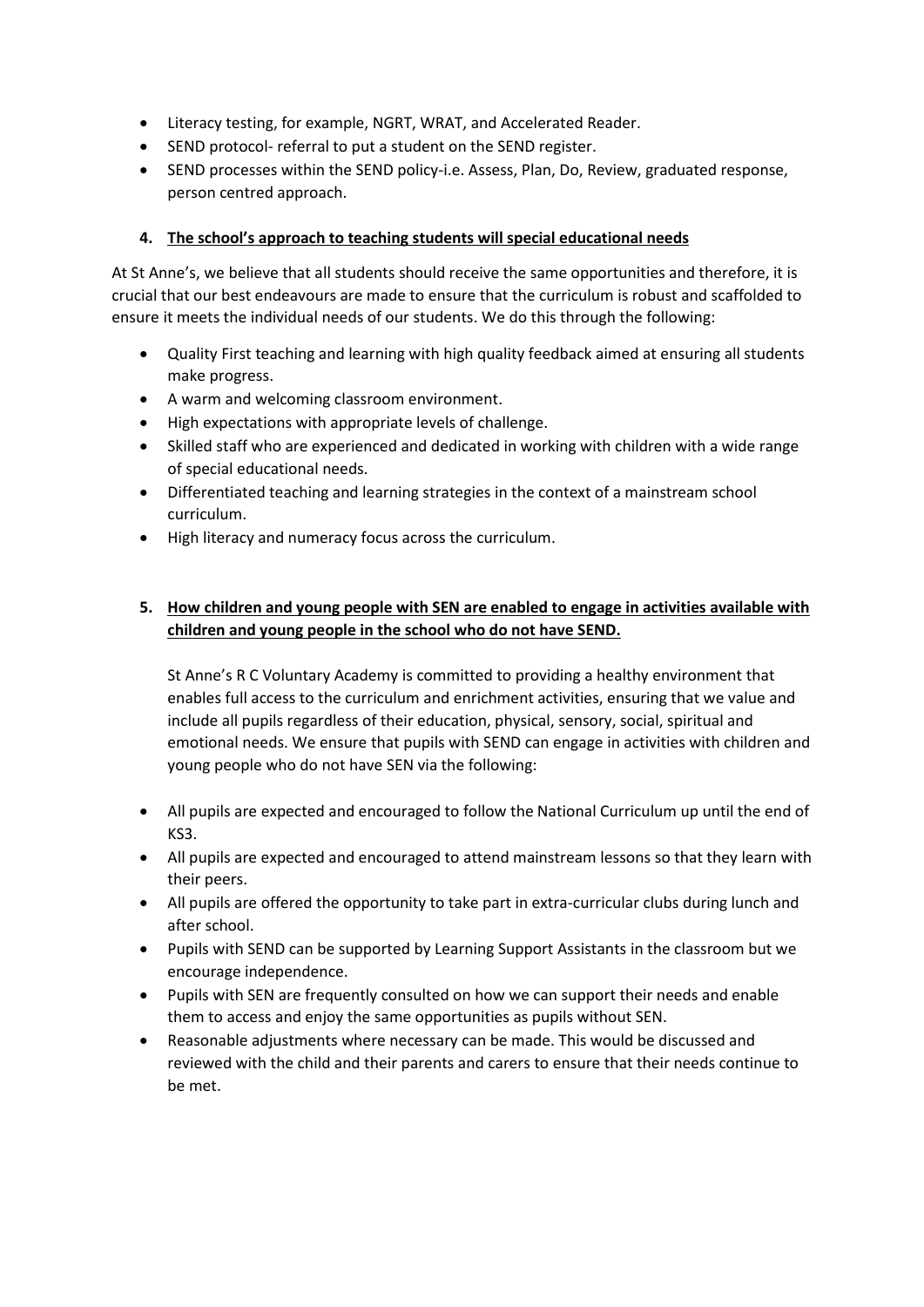- Literacy testing, for example, NGRT, WRAT, and Accelerated Reader.
- SEND protocol- referral to put a student on the SEND register.
- SEND processes within the SEND policy-i.e. Assess, Plan, Do, Review, graduated response, person centred approach.

## 4. The school's approach to teaching students will special educational needs

At St Anne's, we believe that all students should receive the same opportunities and therefore, it is crucial that our best endeavours are made to ensure that the curriculum is robust and scaffolded to ensure it meets the individual needs of our students. We do this through the following:

- Quality First teaching and learning with high quality feedback aimed at ensuring all students make progress.
- A warm and welcoming classroom environment.
- High expectations with appropriate levels of challenge.
- Skilled staff who are experienced and dedicated in working with children with a wide range of special educational needs.
- Differentiated teaching and learning strategies in the context of a mainstream school curriculum.
- High literacy and numeracy focus across the curriculum.

## 5. How children and young people with SEN are enabled to engage in activities available with children and young people in the school who do not have SEND.

St Anne's R C Voluntary Academy is committed to providing a healthy environment that enables full access to the curriculum and enrichment activities, ensuring that we value and include all pupils regardless of their education, physical, sensory, social, spiritual and emotional needs. We ensure that pupils with SEND can engage in activities with children and young people who do not have SEN via the following:

- All pupils are expected and encouraged to follow the National Curriculum up until the end of KS3.
- All pupils are expected and encouraged to attend mainstream lessons so that they learn with their peers.
- All pupils are offered the opportunity to take part in extra-curricular clubs during lunch and after school.
- Pupils with SEND can be supported by Learning Support Assistants in the classroom but we encourage independence.
- Pupils with SEN are frequently consulted on how we can support their needs and enable them to access and enjoy the same opportunities as pupils without SEN.
- Reasonable adjustments where necessary can be made. This would be discussed and reviewed with the child and their parents and carers to ensure that their needs continue to be met.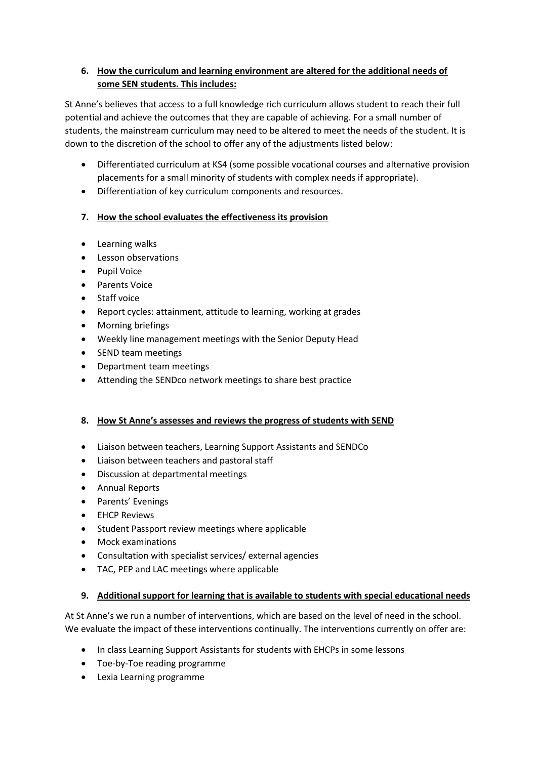## 6. How the curriculum and learning environment are altered for the additional needs of some SEN students. This includes:

St Anne's believes that access to a full knowledge rich curriculum allows student to reach their full potential and achieve the outcomes that they are capable of achieving. For a small number of students, the mainstream curriculum may need to be altered to meet the needs of the student. It is down to the discretion of the school to offer any of the adjustments listed below:

- Differentiated curriculum at KS4 (some possible vocational courses and alternative provision placements for a small minority of students with complex needs if appropriate).
- Differentiation of key curriculum components and resources.

## 7. How the school evaluates the effectiveness its provision

- Learning walks
- Lesson observations
- Pupil Voice
- Parents Voice
- Staff voice
- Report cycles: attainment, attitude to learning, working at grades
- Morning briefings
- Weekly line management meetings with the Senior Deputy Head
- SEND team meetings
- Department team meetings
- Attending the SENDco network meetings to share best practice

## 8. How St Anne's assesses and reviews the progress of students with SEND

- Liaison between teachers, Learning Support Assistants and SENDCo
- Liaison between teachers and pastoral staff
- Discussion at departmental meetings
- Annual Reports
- Parents' Evenings
- EHCP Reviews
- Student Passport review meetings where applicable
- Mock examinations
- Consultation with specialist services/ external agencies
- TAC, PEP and LAC meetings where applicable

## 9. Additional support for learning that is available to students with special educational needs

At St Anne's we run a number of interventions, which are based on the level of need in the school. We evaluate the impact of these interventions continually. The interventions currently on offer are:

- In class Learning Support Assistants for students with EHCPs in some lessons
- Toe-by-Toe reading programme
- Lexia Learning programme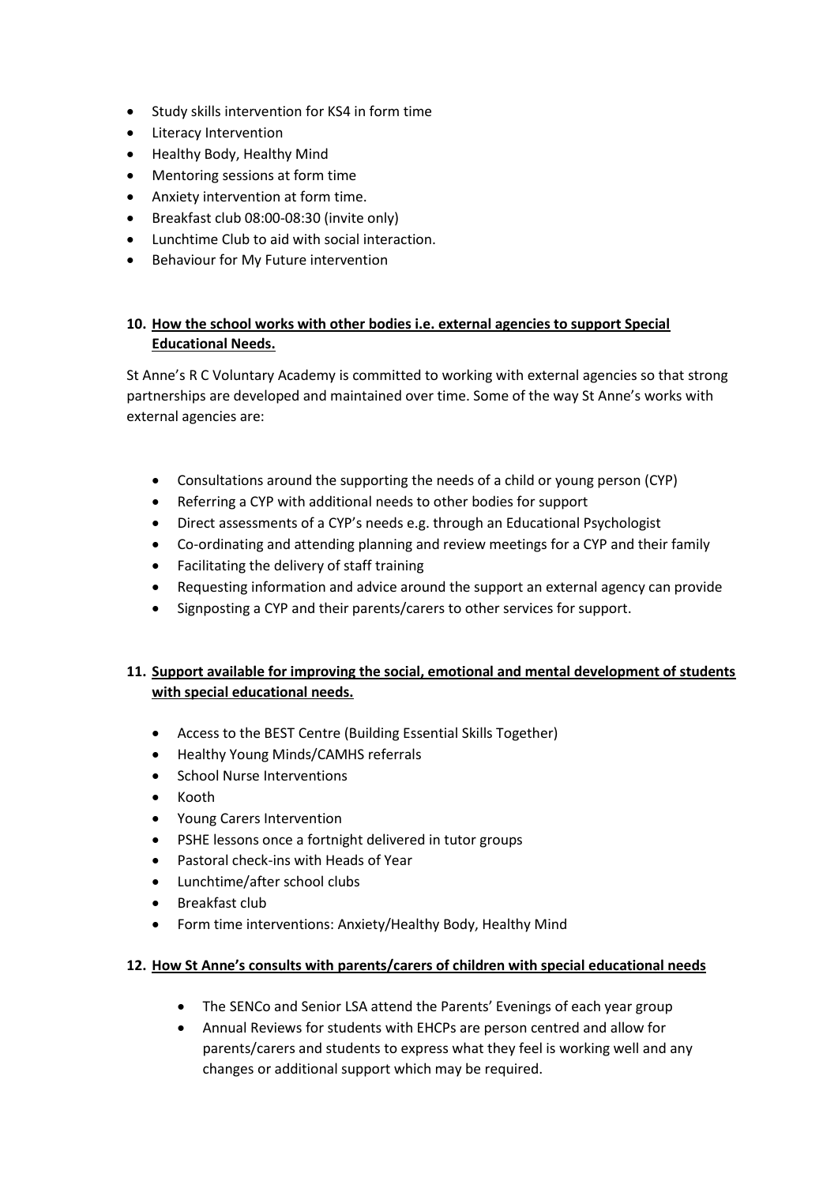- Study skills intervention for KS4 in form time
- Literacy Intervention
- Healthy Body, Healthy Mind
- Mentoring sessions at form time
- Anxiety intervention at form time.
- Breakfast club 08:00-08:30 (invite only)
- Lunchtime Club to aid with social interaction.
- Behaviour for My Future intervention

## 10. How the school works with other bodies i.e. external agencies to support Special Educational Needs.

St Anne's R C Voluntary Academy is committed to working with external agencies so that strong partnerships are developed and maintained over time. Some of the way St Anne's works with external agencies are:

- Consultations around the supporting the needs of a child or young person (CYP)
- Referring a CYP with additional needs to other bodies for support
- Direct assessments of a CYP's needs e.g. through an Educational Psychologist
- Co-ordinating and attending planning and review meetings for a CYP and their family
- Facilitating the delivery of staff training
- Requesting information and advice around the support an external agency can provide
- Signposting a CYP and their parents/carers to other services for support.

## 11. Support available for improving the social, emotional and mental development of students with special educational needs.

- Access to the BEST Centre (Building Essential Skills Together)
- Healthy Young Minds/CAMHS referrals
- School Nurse Interventions
- Kooth
- Young Carers Intervention
- PSHE lessons once a fortnight delivered in tutor groups
- Pastoral check-ins with Heads of Year
- Lunchtime/after school clubs
- Breakfast club
- Form time interventions: Anxiety/Healthy Body, Healthy Mind

## 12. How St Anne's consults with parents/carers of children with special educational needs

- The SENCo and Senior LSA attend the Parents' Evenings of each year group
- Annual Reviews for students with EHCPs are person centred and allow for parents/carers and students to express what they feel is working well and any changes or additional support which may be required.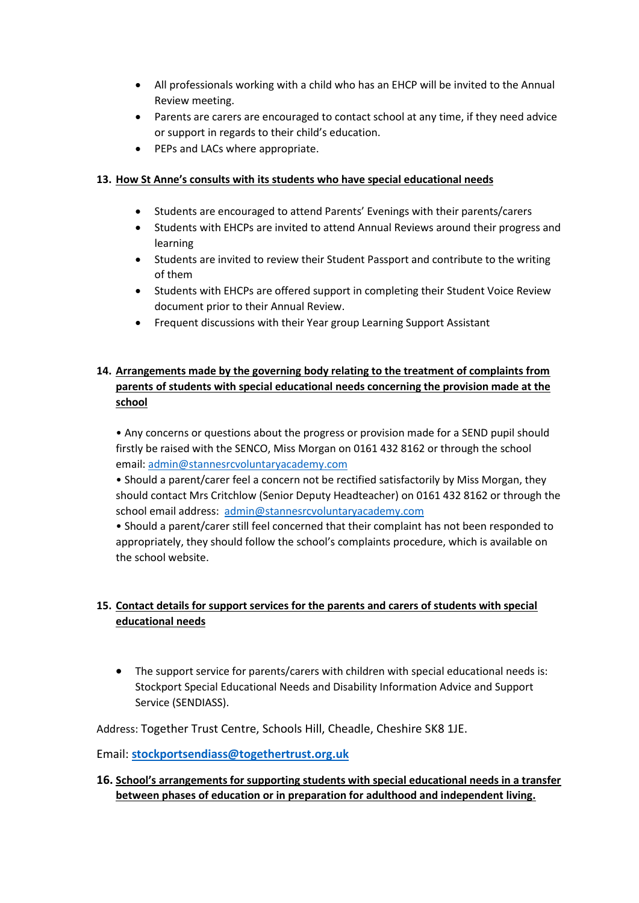- All professionals working with a child who has an EHCP will be invited to the Annual Review meeting.
- Parents are carers are encouraged to contact school at any time, if they need advice or support in regards to their child's education.
- PEPs and LACs where appropriate.

## 13. How St Anne's consults with its students who have special educational needs

- Students are encouraged to attend Parents' Evenings with their parents/carers
- Students with EHCPs are invited to attend Annual Reviews around their progress and learning
- Students are invited to review their Student Passport and contribute to the writing of them
- Students with EHCPs are offered support in completing their Student Voice Review document prior to their Annual Review.
- Frequent discussions with their Year group Learning Support Assistant

## 14. Arrangements made by the governing body relating to the treatment of complaints from parents of students with special educational needs concerning the provision made at the school

• Any concerns or questions about the progress or provision made for a SEND pupil should firstly be raised with the SENCO, Miss Morgan on 0161 432 8162 or through the school email: admin@stannesrcvoluntaryacademy.com

• Should a parent/carer feel a concern not be rectified satisfactorily by Miss Morgan, they should contact Mrs Critchlow (Senior Deputy Headteacher) on 0161 432 8162 or through the school email address: admin@stannesrcvoluntaryacademy.com

• Should a parent/carer still feel concerned that their complaint has not been responded to appropriately, they should follow the school's complaints procedure, which is available on the school website.

## 15. Contact details for support services for the parents and carers of students with special educational needs

- The support service for parents/carers with children with special educational needs is: Stockport Special Educational Needs and Disability Information Advice and Support Service (SENDIASS).

Address: Together Trust Centre, Schools Hill, Cheadle, Cheshire SK8 1JE.

Email: **stockportsendiass@togethertrust.org.uk**

## 16. School's arrangements for supporting students with special educational needs in a transfer between phases of education or in preparation for adulthood and independent living.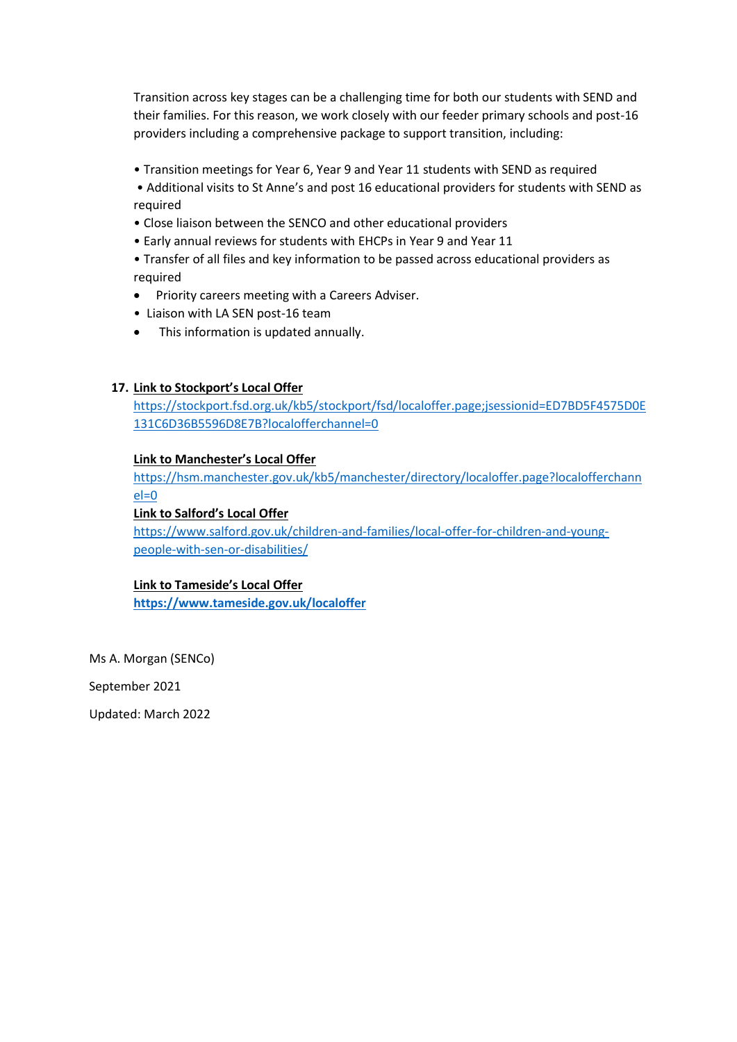Transition across key stages can be a challenging time for both our students with SEND and their families. For this reason, we work closely with our feeder primary schools and post-16 providers including a comprehensive package to support transition, including:

- Transition meetings for Year 6, Year 9 and Year 11 students with SEND as required
- Additional visits to St Anne's and post 16 educational providers for students with SEND as required
- Close liaison between the SENCO and other educational providers
- Early annual reviews for students with EHCPs in Year 9 and Year 11
- Transfer of all files and key information to be passed across educational providers as required
- Priority careers meeting with a Careers Adviser.
- Liaison with LA SEN post-16 team
- This information is updated annually.

17. **Link to Stockport's Local Offer**

    https://stockport.fsd.org.uk/kb5/stockport/fsd/localoffer.page;jsessionid=ED7BD5F4575D0E131C6D36B5596D8E7B?localofferchannel=0

    **Link to Manchester's Local Offer**

    https://hsm.manchester.gov.uk/kb5/manchester/directory/localoffer.page?localofferchannel=0

    **Link to Salford's Local Offer**

    https://www.salford.gov.uk/children-and-families/local-offer-for-children-and-young-people-with-sen-or-disabilities/

    **Link to Tameside's Local Offer**

    **https://www.tameside.gov.uk/localoffer**

Ms A. Morgan (SENCo)

September 2021

Updated: March 2022